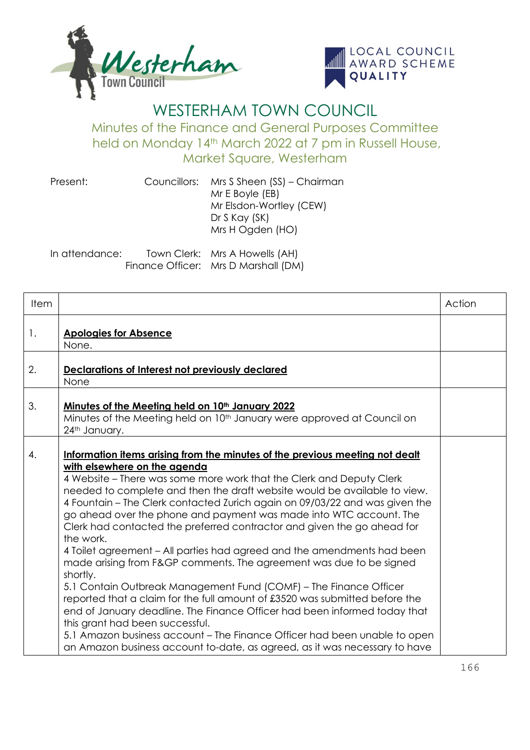# WESTERHAM TOWN COUNCIL

## Minutes of the Finance and General Purposes Committee held on Monday 14th March 2022 at 7 pm in Russell House, Market Square, Westerham

Present: Councillors: Mrs S Sheen (SS) – Chairman
Mr E Boyle (EB)
Mr Elsdon-Wortley (CEW)
Dr S Kay (SK)
Mrs H Ogden (HO)

In attendance: Town Clerk: Mrs A Howells (AH)
Finance Officer: Mrs D Marshall (DM)

| Item | | Action |
|---|---|---|
| 1. | **Apologies for Absence**<br>None. | |
| 2. | **Declarations of Interest not previously declared**<br>None | |
| 3. | **Minutes of the Meeting held on 10th January 2022**<br>Minutes of the Meeting held on 10th January were approved at Council on 24th January. | |
| 4. | **Information items arising from the minutes of the previous meeting not dealt with elsewhere on the agenda**<br>4 Website – There was some more work that the Clerk and Deputy Clerk needed to complete and then the draft website would be available to view.<br>4 Fountain – The Clerk contacted Zurich again on 09/03/22 and was given the go ahead over the phone and payment was made into WTC account. The Clerk had contacted the preferred contractor and given the go ahead for the work.<br>4 Toilet agreement – All parties had agreed and the amendments had been made arising from F&GP comments. The agreement was due to be signed shortly.<br>5.1 Contain Outbreak Management Fund (COMF) – The Finance Officer reported that a claim for the full amount of £3520 was submitted before the end of January deadline. The Finance Officer had been informed today that this grant had been successful.<br>5.1 Amazon business account – The Finance Officer had been unable to open an Amazon business account to-date, as agreed, as it was necessary to have | |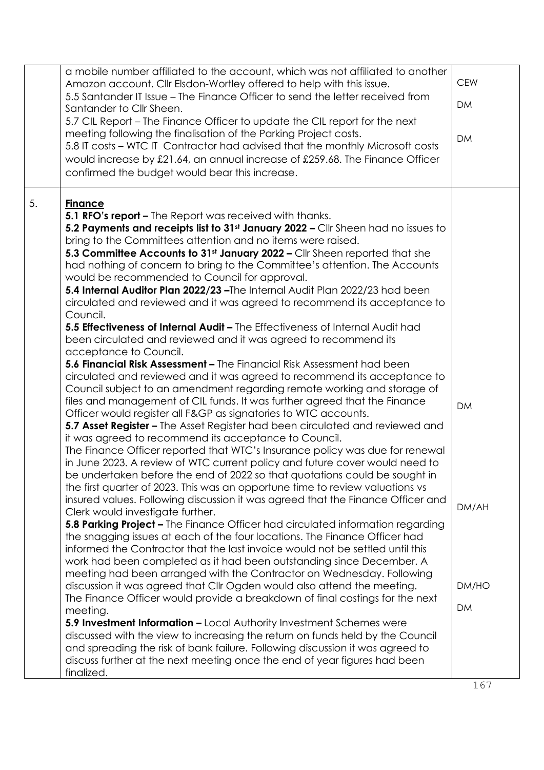| | | |
|---|---|---|
| | a mobile number affiliated to the account, which was not affiliated to another Amazon account. Cllr Elsdon-Wortley offered to help with this issue.<br>5.5 Santander IT Issue – The Finance Officer to send the letter received from Santander to Cllr Sheen.<br>5.7 CIL Report – The Finance Officer to update the CIL report for the next meeting following the finalisation of the Parking Project costs.<br>5.8 IT costs – WTC IT Contractor had advised that the monthly Microsoft costs would increase by £21.64, an annual increase of £259.68. The Finance Officer confirmed the budget would bear this increase. | CEW<br><br>DM<br><br>DM |
| 5. | **Finance**<br>**5.1 RFO's report –** The Report was received with thanks.<br>**5.2 Payments and receipts list to 31st January 2022 –** Cllr Sheen had no issues to bring to the Committees attention and no items were raised.<br>**5.3 Committee Accounts to 31st January 2022 –** Cllr Sheen reported that she had nothing of concern to bring to the Committee's attention. The Accounts would be recommended to Council for approval.<br>**5.4 Internal Auditor Plan 2022/23 –**The Internal Audit Plan 2022/23 had been circulated and reviewed and it was agreed to recommend its acceptance to Council.<br>**5.5 Effectiveness of Internal Audit –** The Effectiveness of Internal Audit had been circulated and reviewed and it was agreed to recommend its acceptance to Council.<br>**5.6 Financial Risk Assessment –** The Financial Risk Assessment had been circulated and reviewed and it was agreed to recommend its acceptance to Council subject to an amendment regarding remote working and storage of files and management of CIL funds. It was further agreed that the Finance Officer would register all F&GP as signatories to WTC accounts.<br>**5.7 Asset Register –** The Asset Register had been circulated and reviewed and it was agreed to recommend its acceptance to Council.<br>The Finance Officer reported that WTC's Insurance policy was due for renewal in June 2023. A review of WTC current policy and future cover would need to be undertaken before the end of 2022 so that quotations could be sought in the first quarter of 2023. This was an opportune time to review valuations vs insured values. Following discussion it was agreed that the Finance Officer and Clerk would investigate further.<br>**5.8 Parking Project –** The Finance Officer had circulated information regarding the snagging issues at each of the four locations. The Finance Officer had informed the Contractor that the last invoice would not be settled until this work had been completed as it had been outstanding since December. A meeting had been arranged with the Contractor on Wednesday. Following discussion it was agreed that Cllr Ogden would also attend the meeting.<br>The Finance Officer would provide a breakdown of final costings for the next meeting.<br>**5.9 Investment Information –** Local Authority Investment Schemes were discussed with the view to increasing the return on funds held by the Council and spreading the risk of bank failure. Following discussion it was agreed to discuss further at the next meeting once the end of year figures had been finalized. | DM<br><br>DM/AH<br><br>DM/HO<br><br>DM |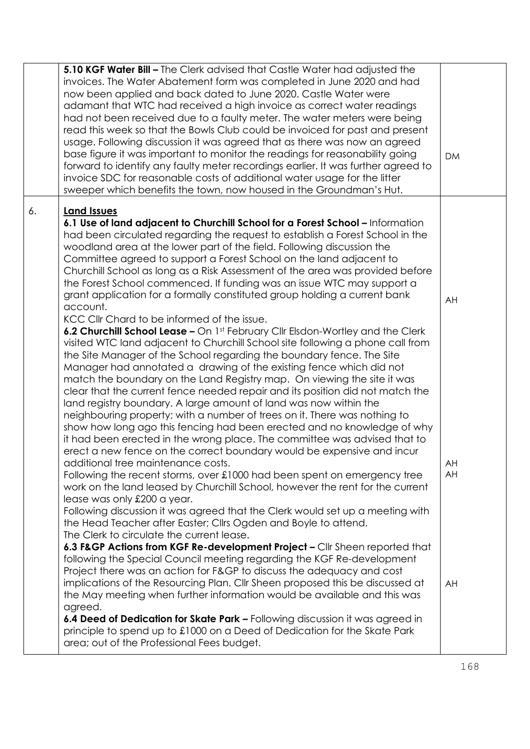| | | |
|---|---|---|
| | **5.10 KGF Water Bill –** The Clerk advised that Castle Water had adjusted the invoices. The Water Abatement form was completed in June 2020 and had now been applied and back dated to June 2020. Castle Water were adamant that WTC had received a high invoice as correct water readings had not been received due to a faulty meter. The water meters were being read this week so that the Bowls Club could be invoiced for past and present usage. Following discussion it was agreed that as there was now an agreed base figure it was important to monitor the readings for reasonability going forward to identify any faulty meter recordings earlier. It was further agreed to invoice SDC for reasonable costs of additional water usage for the litter sweeper which benefits the town, now housed in the Groundman's Hut. | DM |
| 6. | **Land Issues**<br>**6.1 Use of land adjacent to Churchill School for a Forest School –** Information had been circulated regarding the request to establish a Forest School in the woodland area at the lower part of the field. Following discussion the Committee agreed to support a Forest School on the land adjacent to Churchill School as long as a Risk Assessment of the area was provided before the Forest School commenced. If funding was an issue WTC may support a grant application for a formally constituted group holding a current bank account.<br>KCC Cllr Chard to be informed of the issue.<br>**6.2 Churchill School Lease –** On 1st February Cllr Elsdon-Wortley and the Clerk visited WTC land adjacent to Churchill School site following a phone call from the Site Manager of the School regarding the boundary fence. The Site Manager had annotated a drawing of the existing fence which did not match the boundary on the Land Registry map. On viewing the site it was clear that the current fence needed repair and its position did not match the land registry boundary. A large amount of land was now within the neighbouring property; with a number of trees on it. There was nothing to show how long ago this fencing had been erected and no knowledge of why it had been erected in the wrong place. The committee was advised that to erect a new fence on the correct boundary would be expensive and incur additional tree maintenance costs.<br>Following the recent storms, over £1000 had been spent on emergency tree work on the land leased by Churchill School, however the rent for the current lease was only £200 a year.<br>Following discussion it was agreed that the Clerk would set up a meeting with the Head Teacher after Easter; Cllrs Ogden and Boyle to attend.<br>The Clerk to circulate the current lease.<br>**6.3 F&GP Actions from KGF Re-development Project –** Cllr Sheen reported that following the Special Council meeting regarding the KGF Re-development Project there was an action for F&GP to discuss the adequacy and cost implications of the Resourcing Plan. Cllr Sheen proposed this be discussed at the May meeting when further information would be available and this was agreed.<br>**6.4 Deed of Dedication for Skate Park –** Following discussion it was agreed in principle to spend up to £1000 on a Deed of Dedication for the Skate Park area; out of the Professional Fees budget. | AH<br><br>AH<br>AH<br><br>AH |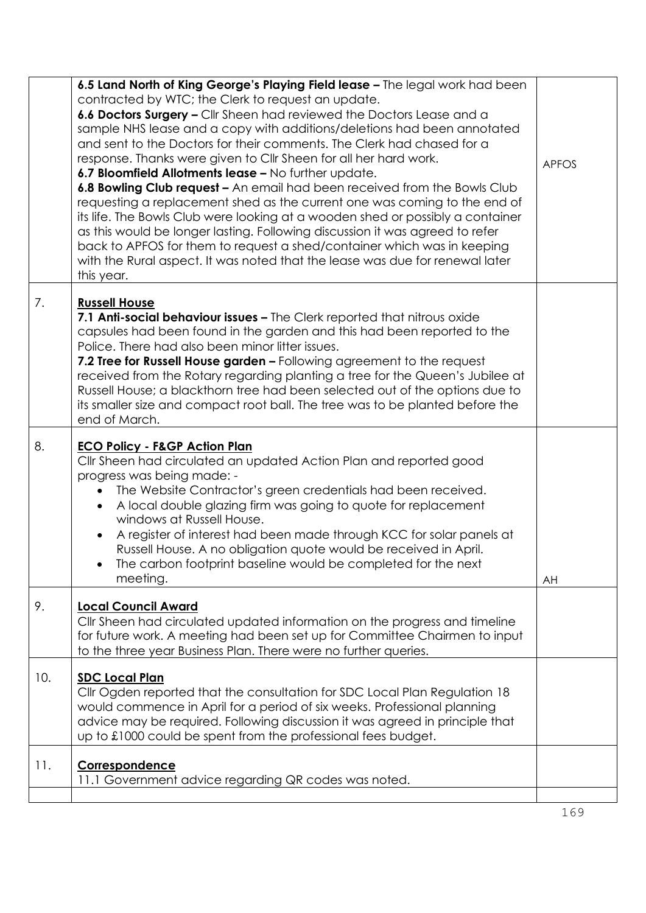| | | |
|---|---|---|
| | **6.5 Land North of King George's Playing Field lease –** The legal work had been contracted by WTC; the Clerk to request an update.<br>**6.6 Doctors Surgery –** Cllr Sheen had reviewed the Doctors Lease and a sample NHS lease and a copy with additions/deletions had been annotated and sent to the Doctors for their comments. The Clerk had chased for a response. Thanks were given to Cllr Sheen for all her hard work.<br>**6.7 Bloomfield Allotments lease –** No further update.<br>**6.8 Bowling Club request –** An email had been received from the Bowls Club requesting a replacement shed as the current one was coming to the end of its life. The Bowls Club were looking at a wooden shed or possibly a container as this would be longer lasting. Following discussion it was agreed to refer back to APFOS for them to request a shed/container which was in keeping with the Rural aspect. It was noted that the lease was due for renewal later this year. | APFOS |
| 7. | **<u>Russell House</u>**<br>**7.1 Anti-social behaviour issues –** The Clerk reported that nitrous oxide capsules had been found in the garden and this had been reported to the Police. There had also been minor litter issues.<br>**7.2 Tree for Russell House garden –** Following agreement to the request received from the Rotary regarding planting a tree for the Queen's Jubilee at Russell House; a blackthorn tree had been selected out of the options due to its smaller size and compact root ball. The tree was to be planted before the end of March. | |
| 8. | **<u>ECO Policy - F&GP Action Plan</u>**<br>Cllr Sheen had circulated an updated Action Plan and reported good progress was being made: -<br>• The Website Contractor's green credentials had been received.<br>• A local double glazing firm was going to quote for replacement windows at Russell House.<br>• A register of interest had been made through KCC for solar panels at Russell House. A no obligation quote would be received in April.<br>• The carbon footprint baseline would be completed for the next meeting. | AH |
| 9. | **<u>Local Council Award</u>**<br>Cllr Sheen had circulated updated information on the progress and timeline for future work. A meeting had been set up for Committee Chairmen to input to the three year Business Plan. There were no further queries. | |
| 10. | **<u>SDC Local Plan</u>**<br>Cllr Ogden reported that the consultation for SDC Local Plan Regulation 18 would commence in April for a period of six weeks. Professional planning advice may be required. Following discussion it was agreed in principle that up to £1000 could be spent from the professional fees budget. | |
| 11. | **<u>Correspondence</u>**<br>11.1 Government advice regarding QR codes was noted. | |
| | | |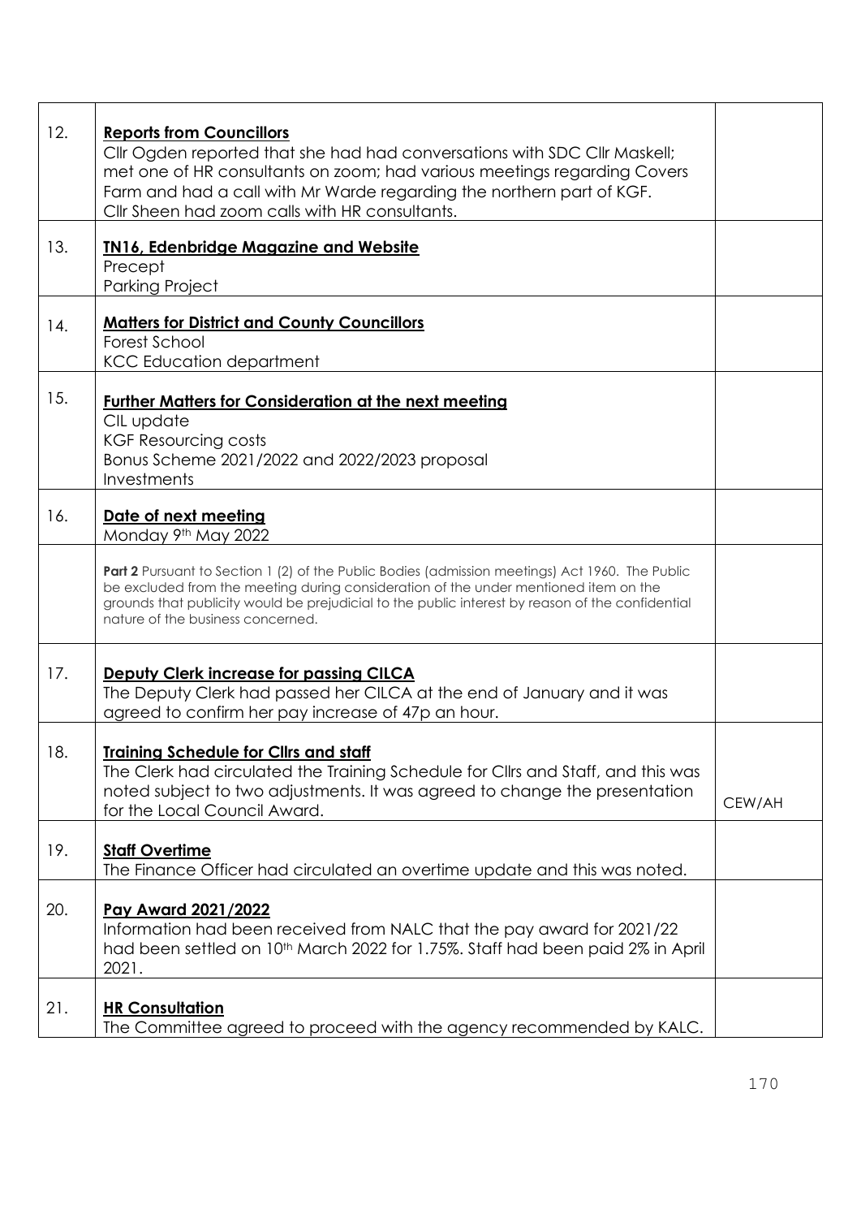| | | |
|---|---|---|
| 12. | **Reports from Councillors**<br>Cllr Ogden reported that she had had conversations with SDC Cllr Maskell; met one of HR consultants on zoom; had various meetings regarding Covers Farm and had a call with Mr Warde regarding the northern part of KGF.<br>Cllr Sheen had zoom calls with HR consultants. | |
| 13. | **TN16, Edenbridge Magazine and Website**<br>Precept<br>Parking Project | |
| 14. | **Matters for District and County Councillors**<br>Forest School<br>KCC Education department | |
| 15. | **Further Matters for Consideration at the next meeting**<br>CIL update<br>KGF Resourcing costs<br>Bonus Scheme 2021/2022 and 2022/2023 proposal<br>Investments | |
| 16. | **Date of next meeting**<br>Monday 9th May 2022 | |
| | **Part 2** Pursuant to Section 1 (2) of the Public Bodies (admission meetings) Act 1960. The Public be excluded from the meeting during consideration of the under mentioned item on the grounds that publicity would be prejudicial to the public interest by reason of the confidential nature of the business concerned. | |
| 17. | **Deputy Clerk increase for passing CILCA**<br>The Deputy Clerk had passed her CILCA at the end of January and it was agreed to confirm her pay increase of 47p an hour. | |
| 18. | **Training Schedule for Cllrs and staff**<br>The Clerk had circulated the Training Schedule for Cllrs and Staff, and this was noted subject to two adjustments. It was agreed to change the presentation for the Local Council Award. | CEW/AH |
| 19. | **Staff Overtime**<br>The Finance Officer had circulated an overtime update and this was noted. | |
| 20. | **Pay Award 2021/2022**<br>Information had been received from NALC that the pay award for 2021/22 had been settled on 10th March 2022 for 1.75%. Staff had been paid 2% in April 2021. | |
| 21. | **HR Consultation**<br>The Committee agreed to proceed with the agency recommended by KALC. | |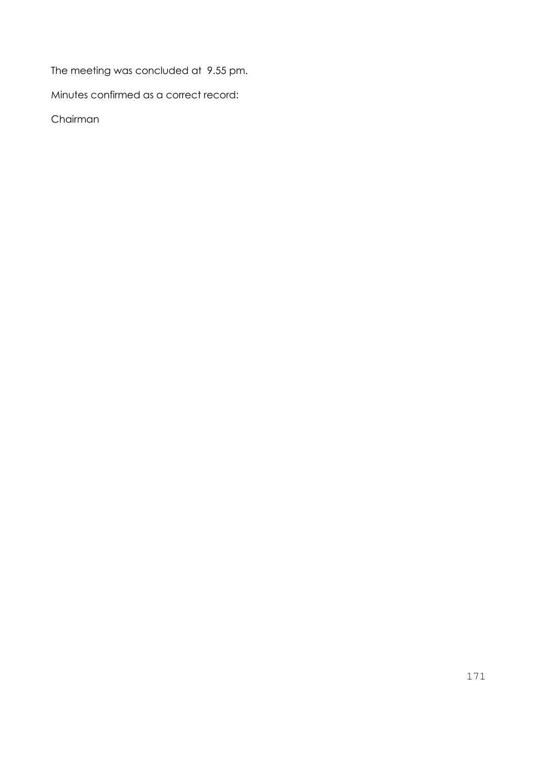The meeting was concluded at  9.55 pm.

Minutes confirmed as a correct record:

Chairman